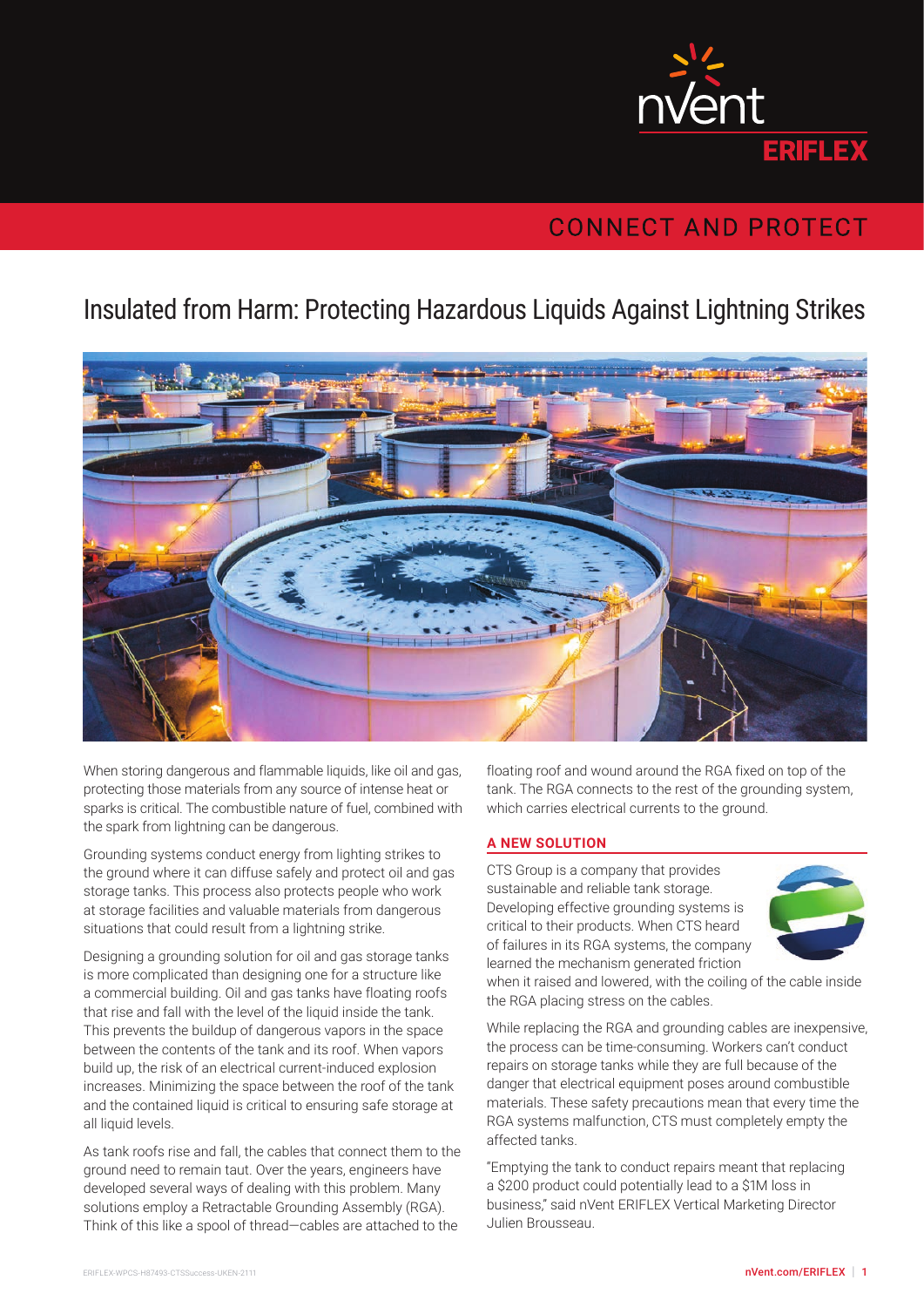nVent ERIFLEX

CONNECT AND PROTECT

# Insulated from Harm: Protecting Hazardous Liquids Against Lightning Strikes

When storing dangerous and flammable liquids, like oil and gas, protecting those materials from any source of intense heat or sparks is critical. The combustible nature of fuel, combined with the spark from lightning can be dangerous.

Grounding systems conduct energy from lighting strikes to the ground where it can diffuse safely and protect oil and gas storage tanks. This process also protects people who work at storage facilities and valuable materials from dangerous situations that could result from a lightning strike.

Designing a grounding solution for oil and gas storage tanks is more complicated than designing one for a structure like a commercial building. Oil and gas tanks have floating roofs that rise and fall with the level of the liquid inside the tank. This prevents the buildup of dangerous vapors in the space between the contents of the tank and its roof. When vapors build up, the risk of an electrical current-induced explosion increases. Minimizing the space between the roof of the tank and the contained liquid is critical to ensuring safe storage at all liquid levels.

As tank roofs rise and fall, the cables that connect them to the ground need to remain taut. Over the years, engineers have developed several ways of dealing with this problem. Many solutions employ a Retractable Grounding Assembly (RGA). Think of this like a spool of thread—cables are attached to the floating roof and wound around the RGA fixed on top of the tank. The RGA connects to the rest of the grounding system, which carries electrical currents to the ground.

## A NEW SOLUTION

CTS Group is a company that provides sustainable and reliable tank storage. Developing effective grounding systems is critical to their products. When CTS heard of failures in its RGA systems, the company learned the mechanism generated friction when it raised and lowered, with the coiling of the cable inside the RGA placing stress on the cables.

While replacing the RGA and grounding cables are inexpensive, the process can be time-consuming. Workers can't conduct repairs on storage tanks while they are full because of the danger that electrical equipment poses around combustible materials. These safety precautions mean that every time the RGA systems malfunction, CTS must completely empty the affected tanks.

"Emptying the tank to conduct repairs meant that replacing a $200 product could potentially lead to a $1M loss in business," said nVent ERIFLEX Vertical Marketing Director Julien Brousseau.

ERIFLEX-WPCS-H87493-CTSSuccess-UKEN-2111

nVent.com/ERIFLEX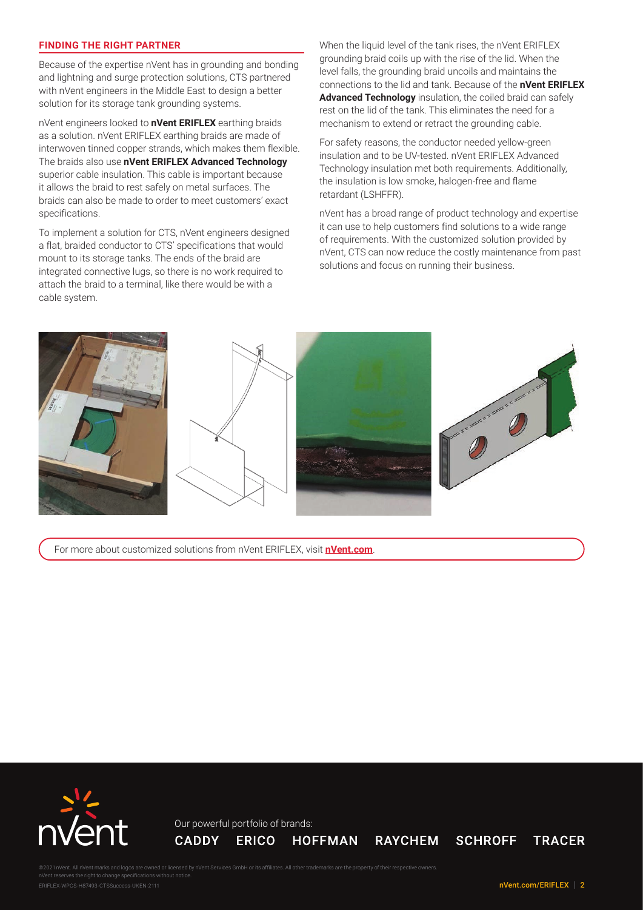## FINDING THE RIGHT PARTNER

Because of the expertise nVent has in grounding and bonding and lightning and surge protection solutions, CTS partnered with nVent engineers in the Middle East to design a better solution for its storage tank grounding systems.

nVent engineers looked to **nVent ERIFLEX** earthing braids as a solution. nVent ERIFLEX earthing braids are made of interwoven tinned copper strands, which makes them flexible. The braids also use **nVent ERIFLEX Advanced Technology** superior cable insulation. This cable is important because it allows the braid to rest safely on metal surfaces. The braids can also be made to order to meet customers' exact specifications.

To implement a solution for CTS, nVent engineers designed a flat, braided conductor to CTS' specifications that would mount to its storage tanks. The ends of the braid are integrated connective lugs, so there is no work required to attach the braid to a terminal, like there would be with a cable system.

When the liquid level of the tank rises, the nVent ERIFLEX grounding braid coils up with the rise of the lid. When the level falls, the grounding braid uncoils and maintains the connections to the lid and tank. Because of the **nVent ERIFLEX Advanced Technology** insulation, the coiled braid can safely rest on the lid of the tank. This eliminates the need for a mechanism to extend or retract the grounding cable.

For safety reasons, the conductor needed yellow-green insulation and to be UV-tested. nVent ERIFLEX Advanced Technology insulation met both requirements. Additionally, the insulation is low smoke, halogen-free and flame retardant (LSHFFR).

nVent has a broad range of product technology and expertise it can use to help customers find solutions to a wide range of requirements. With the customized solution provided by nVent, CTS can now reduce the costly maintenance from past solutions and focus on running their business.

For more about customized solutions from nVent ERIFLEX, visit **nVent.com**.

Our powerful portfolio of brands:
CADDY ERICO HOFFMAN RAYCHEM SCHROFF TRACER

©2021 nVent. All nVent marks and logos are owned or licensed by nVent Services GmbH or its affiliates. All other trademarks are the property of their respective owners. nVent reserves the right to change specifications without notice.

ERIFLEX-WPCS-H87493-CTSSuccess-UKEN-2111

nVent.com/ERIFLEX